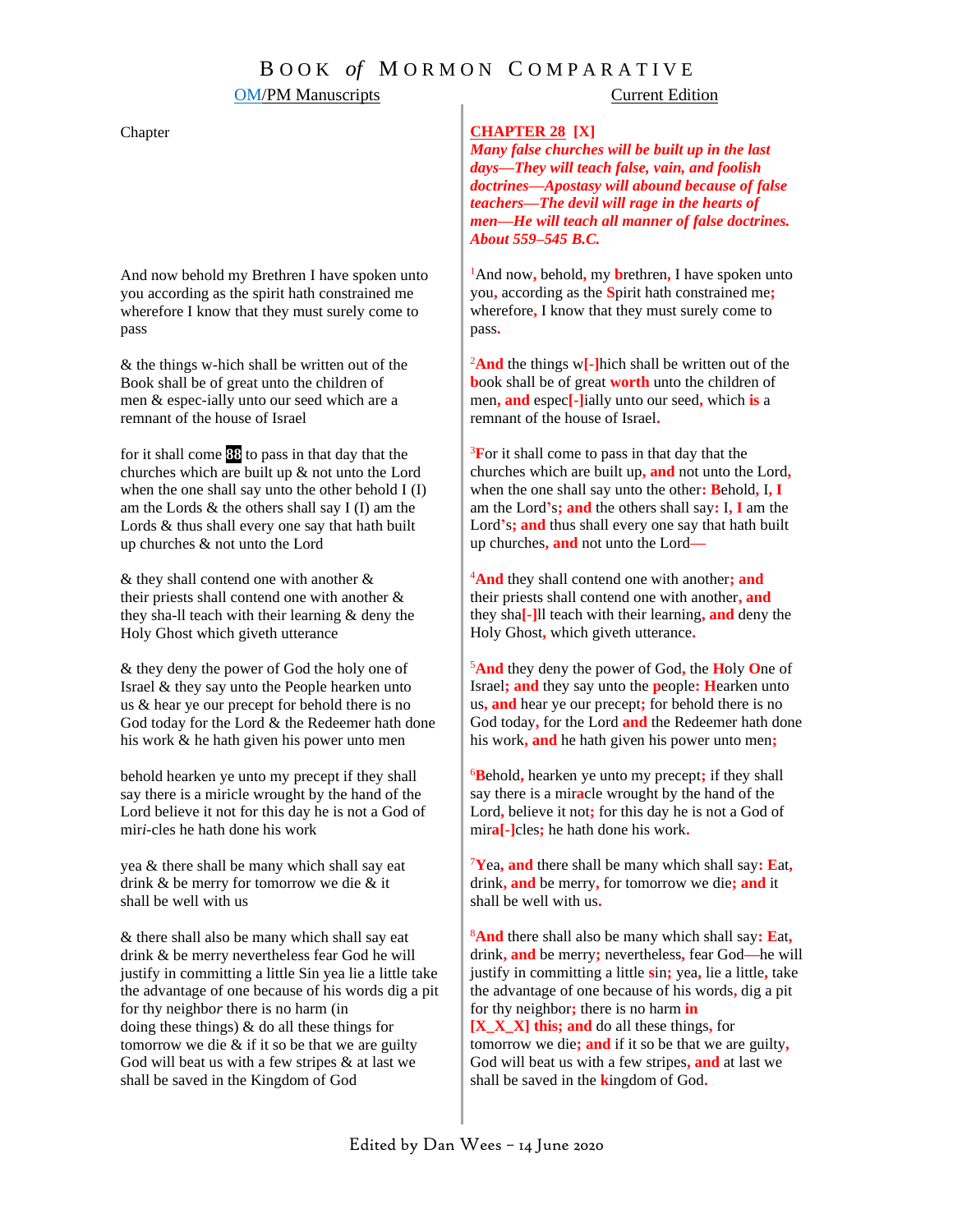# BOOK *of* MORMON COMPARATIVE

| OM/PM Manuscripts | Current Edition |
|---|---|
| Chapter | **CHAPTER 28 [X]** ***Many false churches will be built up in the last days—They will teach false, vain, and foolish doctrines—Apostasy will abound because of false teachers—The devil will rage in the hearts of men—He will teach all manner of false doctrines. About 559–545 B.C.*** |
| And now behold my Brethren I have spoken unto you according as the spirit hath constrained me wherefore I know that they must surely come to pass | [1]And now**,** behold**,** my **b**rethren**,** I have spoken unto you**,** according as the **S**pirit hath constrained me**;** wherefore**,** I know that they must surely come to pass**.** |
| & the things w-hich shall be written out of the Book shall be of great unto the children of men & espec-ially unto our seed which are a remnant of the house of Israel | [2]**And** the things w**[-]**hich shall be written out of the **b**ook shall be of great **worth** unto the children of men**, and** espec**[-]**ially unto our seed**,** which **is** a remnant of the house of Israel**.** |
| for it shall come **88** to pass in that day that the churches which are built up & not unto the Lord when the one shall say unto the other behold I (I) am the Lords & the others shall say I (I) am the Lords & thus shall every one say that hath built up churches & not unto the Lord | [3]**F**or it shall come to pass in that day that the churches which are built up**, and** not unto the Lord**,** when the one shall say unto the other**: B**ehold**,** I**, I** am the Lord**'**s**; and** the others shall say**:** I**, I** am the Lord**'**s**; and** thus shall every one say that hath built up churches**, and** not unto the Lord**—** |
| & they shall contend one with another & their priests shall contend one with another & they sha-ll teach with their learning & deny the Holy Ghost which giveth utterance | [4]**And** they shall contend one with another**; and** their priests shall contend one with another**, and** they sha**[-]**ll teach with their learning**, and** deny the Holy Ghost**,** which giveth utterance**.** |
| & they deny the power of God the holy one of Israel & they say unto the People hearken unto us & hear ye our precept for behold there is no God today for the Lord & the Redeemer hath done his work & he hath given his power unto men | [5]**And** they deny the power of God**,** the **H**oly **O**ne of Israel**; and** they say unto the **p**eople**: H**earken unto us**, and** hear ye our precept**;** for behold there is no God today**,** for the Lord **and** the Redeemer hath done his work**, and** he hath given his power unto men**;** |
| behold hearken ye unto my precept if they shall say there is a miricle wrought by the hand of the Lord believe it not for this day he is not a God of mir*i*-cles he hath done his work | [6]**B**ehold**,** hearken ye unto my precept**;** if they shall say there is a mir**a**cle wrought by the hand of the Lord**,** believe it not**;** for this day he is not a God of mir**a[-]**cles**;** he hath done his work**.** |
| yea & there shall be many which shall say eat drink & be merry for tomorrow we die & it shall be well with us | [7]**Y**ea**, and** there shall be many which shall say**: E**at**,** drink**, and** be merry**,** for tomorrow we die**; and** it shall be well with us**.** |
| & there shall also be many which shall say eat drink & be merry nevertheless fear God he will justify in committing a little Sin yea lie a little take the advantage of one because of his words dig a pit for thy neighb*o*r there is no harm (in doing these things) & do all these things for tomorrow we die & if it so be that we are guilty God will beat us with a few stripes & at last we shall be saved in the Kingdom of God | [8]**And** there shall also be many which shall say**: E**at**,** drink**, and** be merry**;** nevertheless**,** fear God**—**he will justify in committing a little **s**in**;** yea**,** lie a little**,** take the advantage of one because of his words**,** dig a pit for thy neighbor**;** there is no harm **in [X_X_X] this; and** do all these things**,** for tomorrow we die**; and** if it so be that we are guilty**,** God will beat us with a few stripes**, and** at last we shall be saved in the **k**ingdom of God**.** |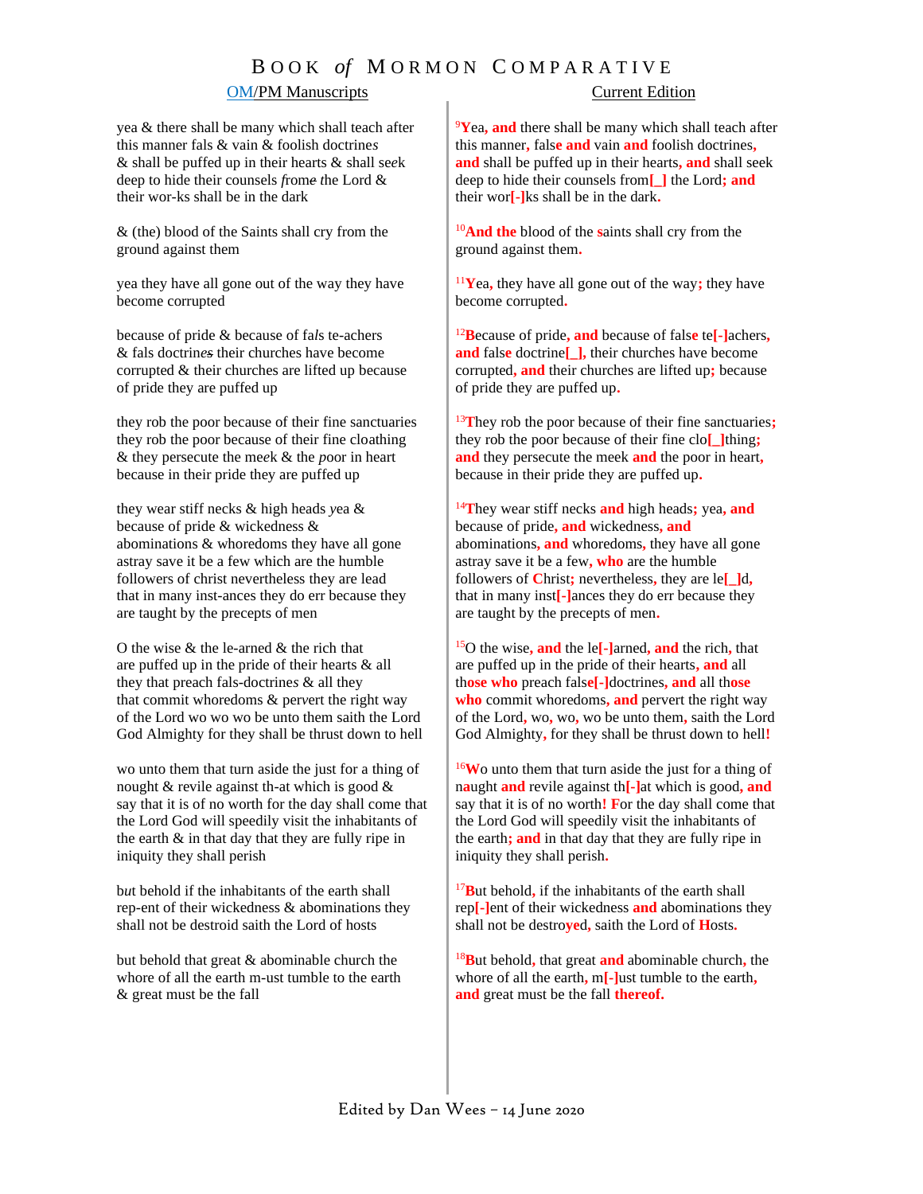| OM/PM Manuscripts | Current Edition |
|---|---|
| yea & there shall be many which shall teach after this manner fals & vain & foolish doctrines & shall be puffed up in their hearts & shall seek deep to hide their counsels frome the Lord & their wor-ks shall be in the dark | [9]Yea, and there shall be many which shall teach after this manner, false and vain and foolish doctrines, and shall be puffed up in their hearts, and shall seek deep to hide their counsels from[_] the Lord; and their wor[-]ks shall be in the dark. |
| & (the) blood of the Saints shall cry from the ground against them | [10]And the blood of the saints shall cry from the ground against them. |
| yea they have all gone out of the way they have become corrupted | [11]Yea, they have all gone out of the way; they have become corrupted. |
| because of pride & because of fals te-achers & fals doctrines their churches have become corrupted & their churches are lifted up because of pride they are puffed up | [12]Because of pride, and because of false te[-]achers, and false doctrine[_], their churches have become corrupted, and their churches are lifted up; because of pride they are puffed up. |
| they rob the poor because of their fine sanctuaries they rob the poor because of their fine cloathing & they persecute the meek & the poor in heart because in their pride they are puffed up | [13]They rob the poor because of their fine sanctuaries; they rob the poor because of their fine clo[_]thing; and they persecute the meek and the poor in heart, because in their pride they are puffed up. |
| they wear stiff necks & high heads yea & because of pride & wickedness & abominations & whoredoms they have all gone astray save it be a few which are the humble followers of christ nevertheless they are lead that in many inst-ances they do err because they are taught by the precepts of men | [14]They wear stiff necks and high heads; yea, and because of pride, and wickedness, and abominations, and whoredoms, they have all gone astray save it be a few, who are the humble followers of Christ; nevertheless, they are le[_]d, that in many inst[-]ances they do err because they are taught by the precepts of men. |
| O the wise & the le-arned & the rich that are puffed up in the pride of their hearts & all they that preach fals-doctrines & all they that commit whoredoms & pervert the right way of the Lord wo wo wo be unto them saith the Lord God Almighty for they shall be thrust down to hell | [15]O the wise, and the le[-]arned, and the rich, that are puffed up in the pride of their hearts, and all those who preach false[-]doctrines, and all those who commit whoredoms, and pervert the right way of the Lord, wo, wo, wo be unto them, saith the Lord God Almighty, for they shall be thrust down to hell! |
| wo unto them that turn aside the just for a thing of nought & revile against th-at which is good & say that it is of no worth for the day shall come that the Lord God will speedily visit the inhabitants of the earth & in that day that they are fully ripe in iniquity they shall perish | [16]Wo unto them that turn aside the just for a thing of naught and revile against th[-]at which is good, and say that it is of no worth! For the day shall come that the Lord God will speedily visit the inhabitants of the earth; and in that day that they are fully ripe in iniquity they shall perish. |
| but behold if the inhabitants of the earth shall rep-ent of their wickedness & abominations they shall not be destroid saith the Lord of hosts | [17]But behold, if the inhabitants of the earth shall rep[-]ent of their wickedness and abominations they shall not be destroyed, saith the Lord of Hosts. |
| but behold that great & abominable church the whore of all the earth m-ust tumble to the earth & great must be the fall | [18]But behold, that great and abominable church, the whore of all the earth, m[-]ust tumble to the earth, and great must be the fall thereof. |

Edited by Dan Wees – 14 June 2020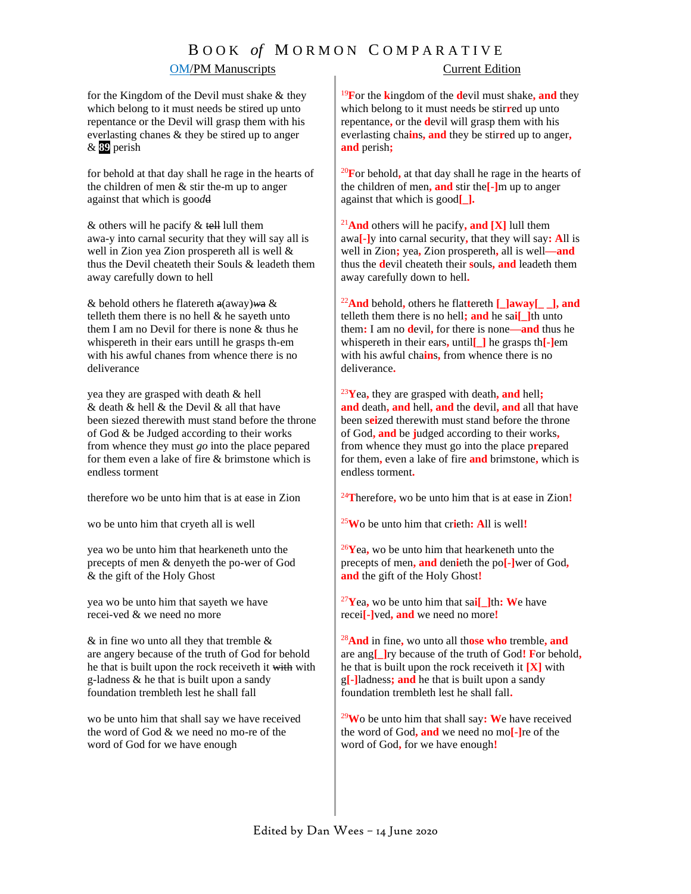# Book *of* Mormon Comparative

| OM/PM Manuscripts | Current Edition |
|---|---|
| for the Kingdom of the Devil must shake & they which belong to it must needs be stired up unto repentance or the Devil will grasp them with his everlasting chanes & they be stired up to anger & 89 perish | [19]For the kingdom of the devil must shake, and they which belong to it must needs be stirred up unto repentance, or the devil will grasp them with his everlasting chains, and they be stirred up to anger, and perish; |
| for behold at that day shall he rage in the hearts of the children of men & stir the-m up to anger against that which is goodd | [20]For behold, at that day shall he rage in the hearts of the children of men, and stir the[-]m up to anger against that which is good[_]. |
| & others will he pacify & tell lull them awa-y into carnal security that they will say all is well in Zion yea Zion prospereth all is well & thus the Devil cheateth their Souls & leadeth them away carefully down to hell | [21]And others will he pacify, and [X] lull them awa[-]y into carnal security, that they will say: All is well in Zion; yea, Zion prospereth, all is well—and thus the devil cheateth their souls, and leadeth them away carefully down to hell. |
| & behold others he flatereth a(away)wa & telleth them there is no hell & he sayeth unto them I am no Devil for there is none & thus he whispereth in their ears untill he grasps th-em with his awful chanes from whence there is no deliverance | [22]And behold, others he flatttereth [_]away[_ _], and telleth them there is no hell; and he sai[_]th unto them: I am no devil, for there is none—and thus he whispereth in their ears, until[_] he grasps th[-]em with his awful chains, from whence there is no deliverance. |
| yea they are grasped with death & hell & death & hell & the Devil & all that have been siezed therewith must stand before the throne of God & be Judged according to their works from whence they must *go* into the place pepared for them even a lake of fire & brimstone which is endless torment | [23]Yea, they are grasped with death, and hell; and death, and hell, and the devil, and all that have been seized therewith must stand before the throne of God, and be judged according to their works, from whence they must go into the place prepared for them, even a lake of fire and brimstone, which is endless torment. |
| therefore wo be unto him that is at ease in Zion | [24]Therefore, wo be unto him that is at ease in Zion! |
| wo be unto him that cryeth all is well | [25]Wo be unto him that crieth: All is well! |
| yea wo be unto him that hearkeneth unto the precepts of men & denyeth the po-wer of God & the gift of the Holy Ghost | [26]Yea, wo be unto him that hearkeneth unto the precepts of men, and denieth the po[-]wer of God, and the gift of the Holy Ghost! |
| yea wo be unto him that sayeth we have recei-ved & we need no more | [27]Yea, wo be unto him that sai[_]th: We have recei[-]ved, and we need no more! |
| & in fine wo unto all they that tremble & are angery because of the truth of God for behold he that is built upon the rock receiveth it with with g-ladness & he that is built upon a sandy foundation trembleth lest he shall fall | [28]And in fine, wo unto all those who tremble, and are ang[_]ry because of the truth of God! For behold, he that is built upon the rock receiveth it [X] with g[-]ladness; and he that is built upon a sandy foundation trembleth lest he shall fall. |
| wo be unto him that shall say we have received the word of God & we need no mo-re of the word of God for we have enough | [29]Wo be unto him that shall say: We have received the word of God, and we need no mo[-]re of the word of God, for we have enough! |

Edited by Dan Wees – 14 June 2020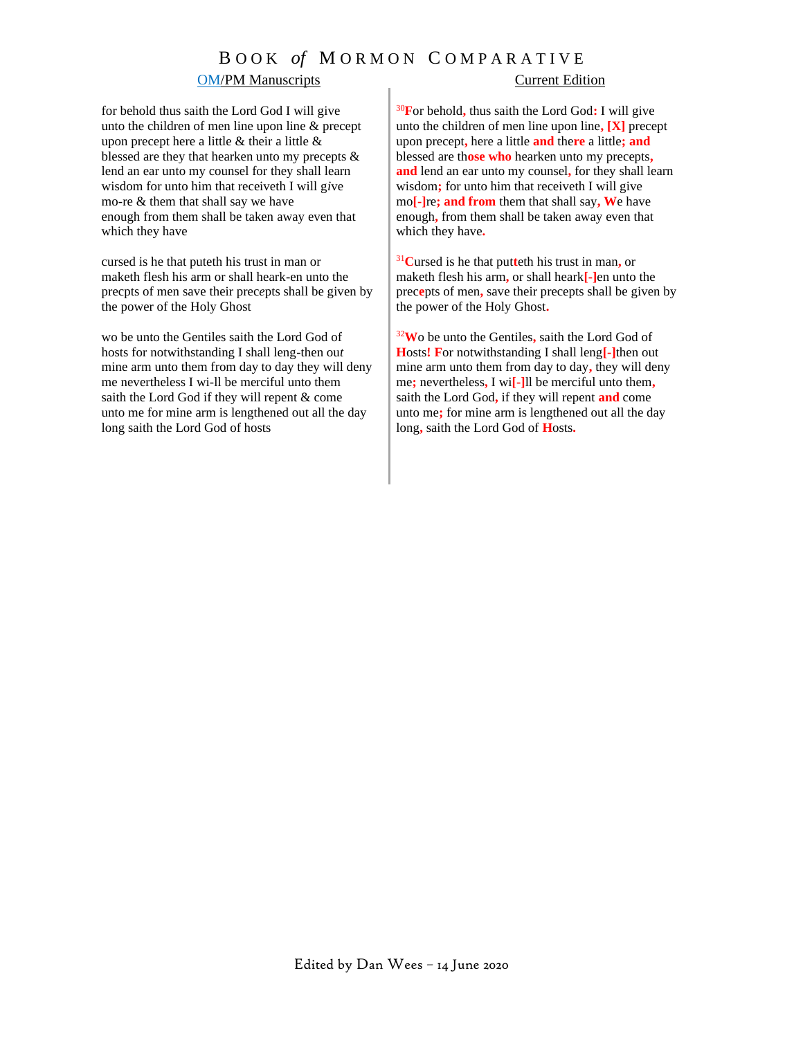# BOOK *of* MORMON COMPARATIVE

| OM/PM Manuscripts | Current Edition |
| --- | --- |
| for behold thus saith the Lord God I will give unto the children of men line upon line & precept upon precept here a little & their a little & blessed are they that hearken unto my precepts & lend an ear unto my counsel for they shall learn wisdom for unto him that receiveth I will g*i*ve mo-re & them that shall say we have enough from them shall be taken away even that which they have | [30]**F**or behold**,** thus saith the Lord God**:** I will give unto the children of men line upon line**, [X]** precept upon precept**,** here a little **and** the**re** a little**; and** blessed are th**ose who** hearken unto my precepts**, and** lend an ear unto my counsel**,** for they shall learn wisdom**;** for unto him that receiveth I will give mo**[-]**re**; and from** them that shall say**, W**e have enough**,** from them shall be taken away even that which they have**.** |
| cursed is he that puteth his trust in man or maketh flesh his arm or shall heark-en unto the precpts of men save their precepts shall be given by the power of the Holy Ghost | [31]**C**ursed is he that put**t**eth his trust in man**,** or maketh flesh his arm**,** or shall heark**[-]**en unto the prec**e**pts of men**,** save their precepts shall be given by the power of the Holy Ghost**.** |
| wo be unto the Gentiles saith the Lord God of hosts for notwithstanding I shall leng-then ou*t* mine arm unto them from day to day they will deny me nevertheless I wi-ll be merciful unto them saith the Lord God if they will repent & come unto me for mine arm is lengthened out all the day long saith the Lord God of hosts | [32]**W**o be unto the Gentiles**,** saith the Lord God of **H**osts**! F**or notwithstanding I shall leng**[-]**then out mine arm unto them from day to day**,** they will deny me**;** nevertheless**,** I wi**[-]**ll be merciful unto them**,** saith the Lord God**,** if they will repent **and** come unto me**;** for mine arm is lengthened out all the day long**,** saith the Lord God of **H**osts**.** |

Edited by Dan Wees – 14 June 2020